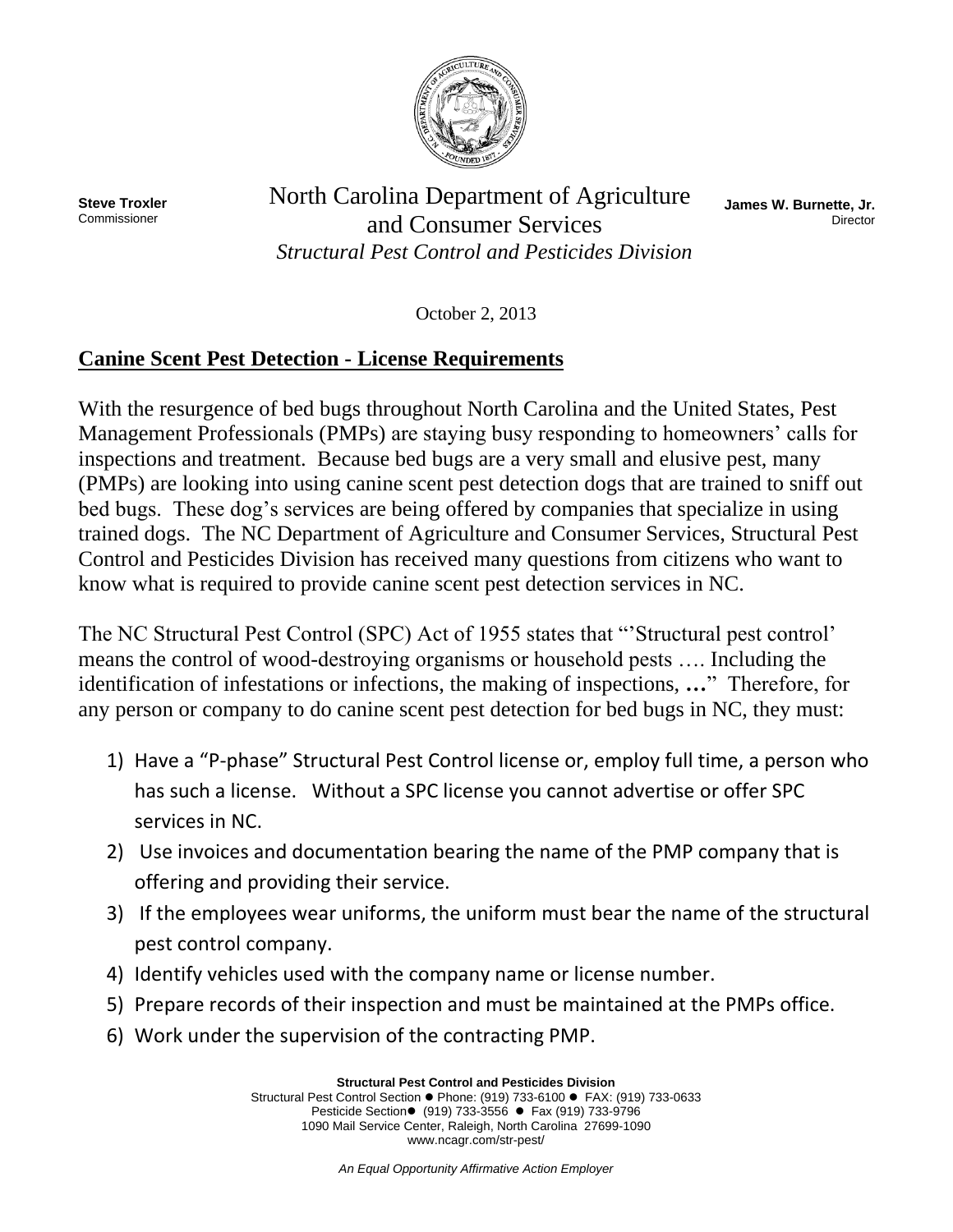**Steve Troxler**
Commissioner

North Carolina Department of Agriculture and Consumer Services
*Structural Pest Control and Pesticides Division*

**James W. Burnette, Jr.**
Director

October 2, 2013

## Canine Scent Pest Detection - License Requirements

With the resurgence of bed bugs throughout North Carolina and the United States, Pest Management Professionals (PMPs) are staying busy responding to homeowners' calls for inspections and treatment. Because bed bugs are a very small and elusive pest, many (PMPs) are looking into using canine scent pest detection dogs that are trained to sniff out bed bugs. These dog's services are being offered by companies that specialize in using trained dogs. The NC Department of Agriculture and Consumer Services, Structural Pest Control and Pesticides Division has received many questions from citizens who want to know what is required to provide canine scent pest detection services in NC.

The NC Structural Pest Control (SPC) Act of 1955 states that "'Structural pest control' means the control of wood-destroying organisms or household pests …. Including the identification of infestations or infections, the making of inspections, **…**" Therefore, for any person or company to do canine scent pest detection for bed bugs in NC, they must:

1) Have a "P-phase" Structural Pest Control license or, employ full time, a person who has such a license. Without a SPC license you cannot advertise or offer SPC services in NC.
2) Use invoices and documentation bearing the name of the PMP company that is offering and providing their service.
3) If the employees wear uniforms, the uniform must bear the name of the structural pest control company.
4) Identify vehicles used with the company name or license number.
5) Prepare records of their inspection and must be maintained at the PMPs office.
6) Work under the supervision of the contracting PMP.

**Structural Pest Control and Pesticides Division**
Structural Pest Control Section ● Phone: (919) 733-6100 ● FAX: (919) 733-0633
Pesticide Section● (919) 733-3556 ● Fax (919) 733-9796
1090 Mail Service Center, Raleigh, North Carolina 27699-1090
www.ncagr.com/str-pest/

*An Equal Opportunity Affirmative Action Employer*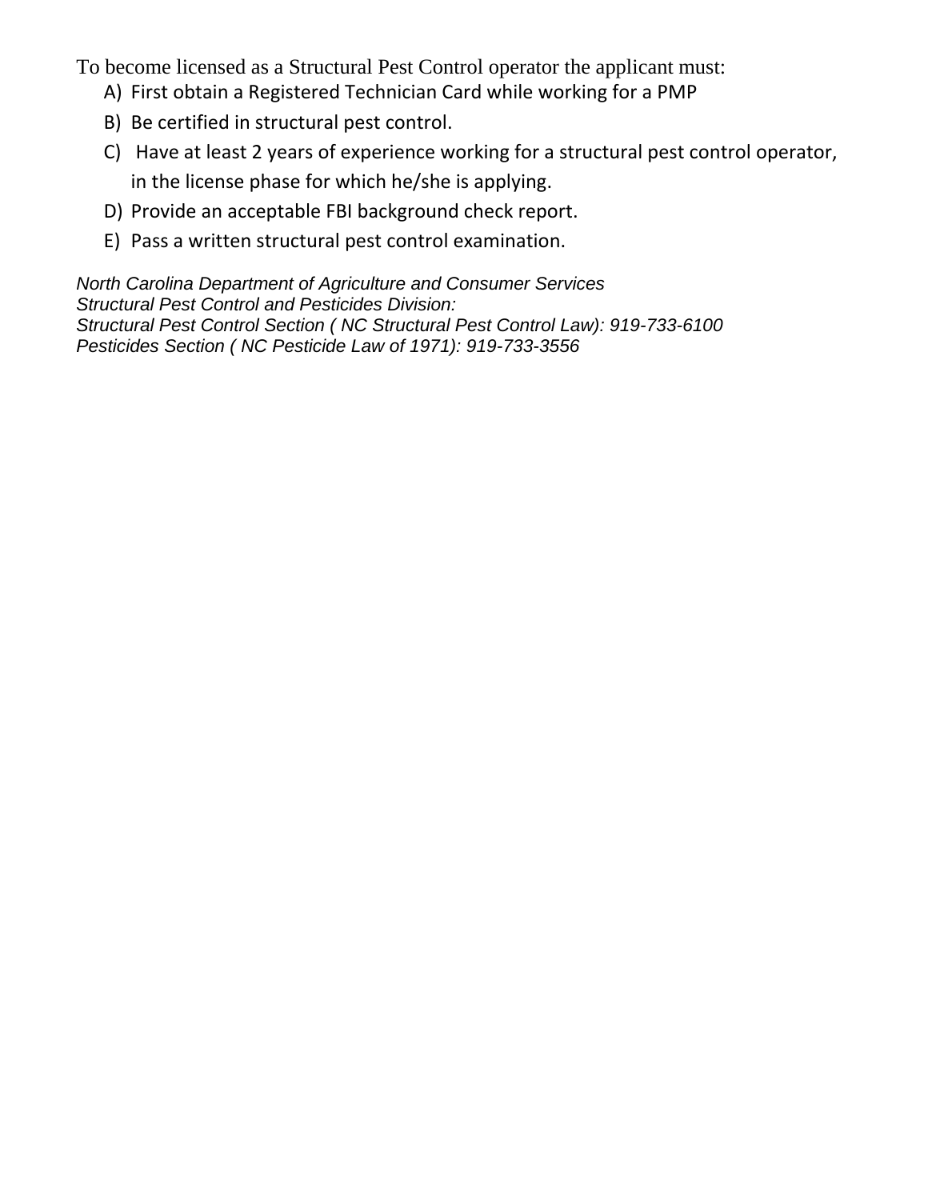To become licensed as a Structural Pest Control operator the applicant must:

A) First obtain a Registered Technician Card while working for a PMP
B) Be certified in structural pest control.
C) Have at least 2 years of experience working for a structural pest control operator, in the license phase for which he/she is applying.
D) Provide an acceptable FBI background check report.
E) Pass a written structural pest control examination.

*North Carolina Department of Agriculture and Consumer Services*
*Structural Pest Control and Pesticides Division:*
*Structural Pest Control Section ( NC Structural Pest Control Law): 919-733-6100*
*Pesticides Section ( NC Pesticide Law of 1971): 919-733-3556*